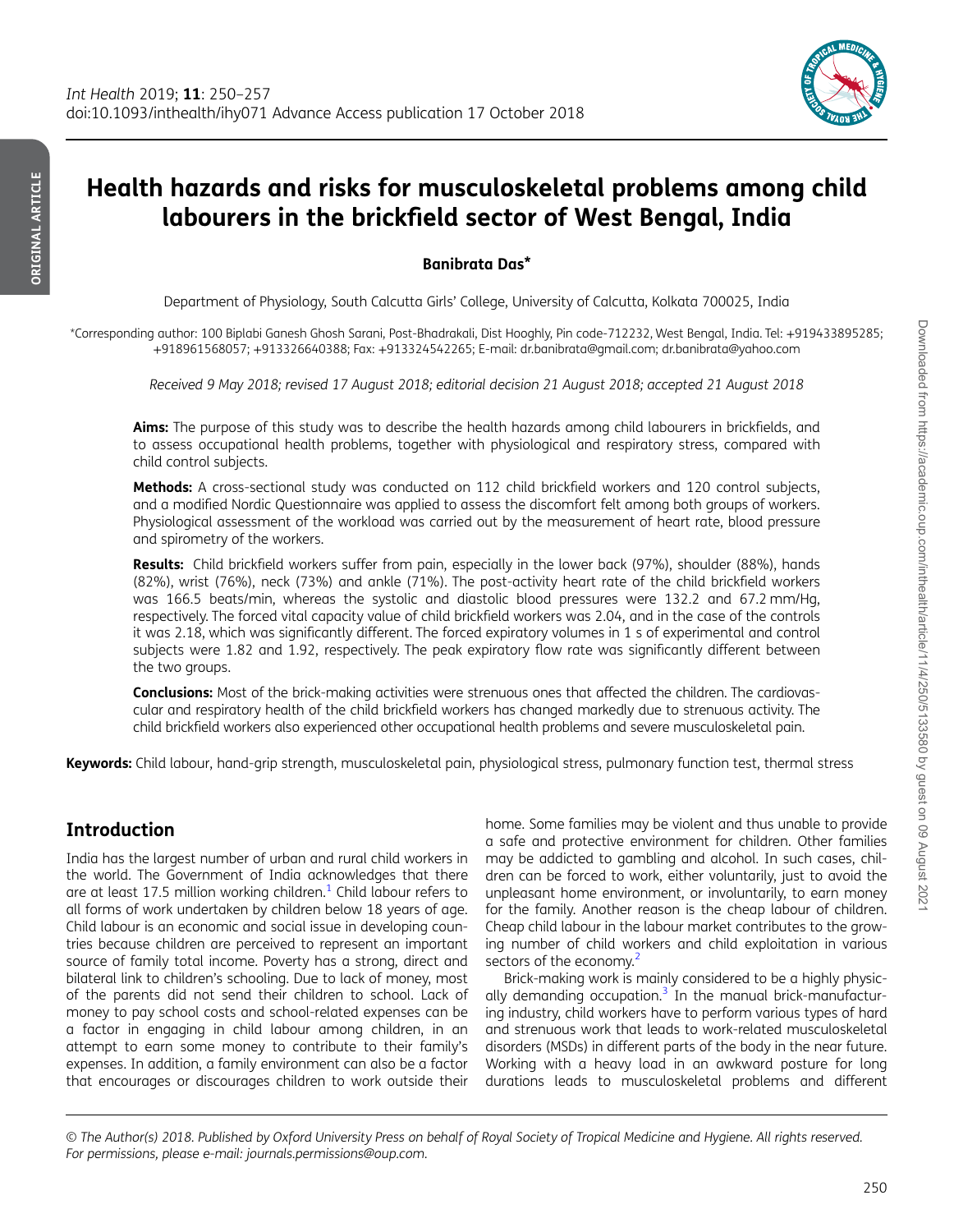# Health hazards and risks for musculoskeletal problems among child labourers in the brickfield sector of West Bengal, India

**Banibrata Das***

Department of Physiology, South Calcutta Girls' College, University of Calcutta, Kolkata 700025, India

*Corresponding author: 100 Biplabi Ganesh Ghosh Sarani, Post-Bhadrakali, Dist Hooghly, Pin code-712232, West Bengal, India. Tel: +919433895285; +918961568057; +913326640388; Fax: +913324542265; E-mail: dr.banibrata@gmail.com; dr.banibrata@yahoo.com

*Received 9 May 2018; revised 17 August 2018; editorial decision 21 August 2018; accepted 21 August 2018*

**Aims:** The purpose of this study was to describe the health hazards among child labourers in brickfields, and to assess occupational health problems, together with physiological and respiratory stress, compared with child control subjects.

**Methods:** A cross-sectional study was conducted on 112 child brickfield workers and 120 control subjects, and a modified Nordic Questionnaire was applied to assess the discomfort felt among both groups of workers. Physiological assessment of the workload was carried out by the measurement of heart rate, blood pressure and spirometry of the workers.

**Results:** Child brickfield workers suffer from pain, especially in the lower back (97%), shoulder (88%), hands (82%), wrist (76%), neck (73%) and ankle (71%). The post-activity heart rate of the child brickfield workers was 166.5 beats/min, whereas the systolic and diastolic blood pressures were 132.2 and 67.2 mm/Hg, respectively. The forced vital capacity value of child brickfield workers was 2.04, and in the case of the controls it was 2.18, which was significantly different. The forced expiratory volumes in 1 s of experimental and control subjects were 1.82 and 1.92, respectively. The peak expiratory flow rate was significantly different between the two groups.

**Conclusions:** Most of the brick-making activities were strenuous ones that affected the children. The cardiovascular and respiratory health of the child brickfield workers has changed markedly due to strenuous activity. The child brickfield workers also experienced other occupational health problems and severe musculoskeletal pain.

**Keywords:** Child labour, hand-grip strength, musculoskeletal pain, physiological stress, pulmonary function test, thermal stress

## Introduction

India has the largest number of urban and rural child workers in the world. The Government of India acknowledges that there are at least 17.5 million working children.[1] Child labour refers to all forms of work undertaken by children below 18 years of age. Child labour is an economic and social issue in developing countries because children are perceived to represent an important source of family total income. Poverty has a strong, direct and bilateral link to children's schooling. Due to lack of money, most of the parents did not send their children to school. Lack of money to pay school costs and school-related expenses can be a factor in engaging in child labour among children, in an attempt to earn some money to contribute to their family's expenses. In addition, a family environment can also be a factor that encourages or discourages children to work outside their home. Some families may be violent and thus unable to provide a safe and protective environment for children. Other families may be addicted to gambling and alcohol. In such cases, children can be forced to work, either voluntarily, just to avoid the unpleasant home environment, or involuntarily, to earn money for the family. Another reason is the cheap labour of children. Cheap child labour in the labour market contributes to the growing number of child workers and child exploitation in various sectors of the economy.[2]

Brick-making work is mainly considered to be a highly physically demanding occupation.[3] In the manual brick-manufacturing industry, child workers have to perform various types of hard and strenuous work that leads to work-related musculoskeletal disorders (MSDs) in different parts of the body in the near future. Working with a heavy load in an awkward posture for long durations leads to musculoskeletal problems and different

© The Author(s) 2018. Published by Oxford University Press on behalf of Royal Society of Tropical Medicine and Hygiene. All rights reserved. For permissions, please e-mail: journals.permissions@oup.com.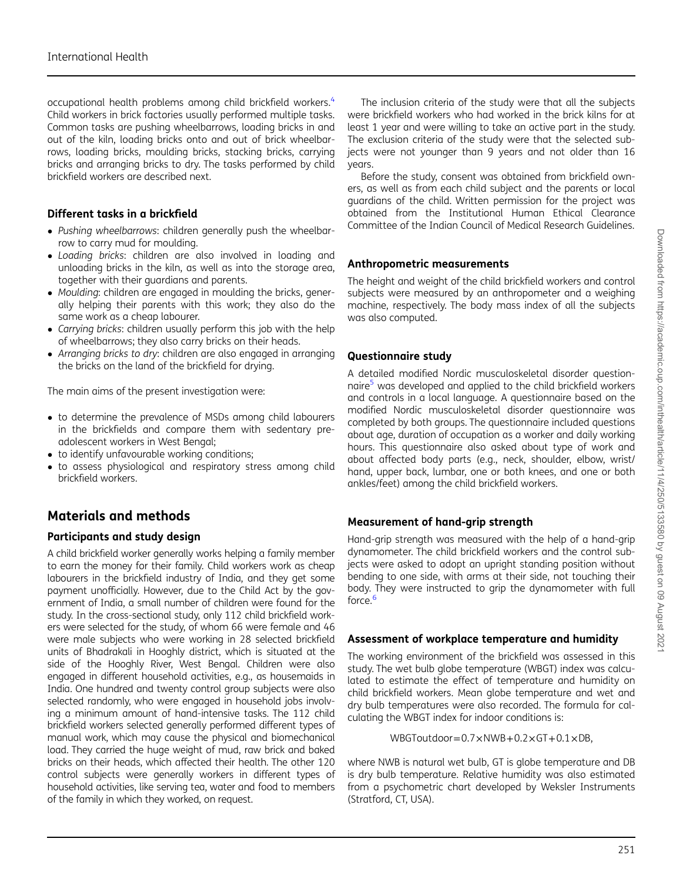occupational health problems among child brickfield workers.[4] Child workers in brick factories usually performed multiple tasks. Common tasks are pushing wheelbarrows, loading bricks in and out of the kiln, loading bricks onto and out of brick wheelbarrows, loading bricks, moulding bricks, stacking bricks, carrying bricks and arranging bricks to dry. The tasks performed by child brickfield workers are described next.

### Different tasks in a brickfield

- *Pushing wheelbarrows*: children generally push the wheelbarrow to carry mud for moulding.
- *Loading bricks*: children are also involved in loading and unloading bricks in the kiln, as well as into the storage area, together with their guardians and parents.
- *Moulding*: children are engaged in moulding the bricks, generally helping their parents with this work; they also do the same work as a cheap labourer.
- *Carrying bricks*: children usually perform this job with the help of wheelbarrows; they also carry bricks on their heads.
- *Arranging bricks to dry*: children are also engaged in arranging the bricks on the land of the brickfield for drying.

The main aims of the present investigation were:

- to determine the prevalence of MSDs among child labourers in the brickfields and compare them with sedentary preadolescent workers in West Bengal;
- to identify unfavourable working conditions;
- to assess physiological and respiratory stress among child brickfield workers.

## Materials and methods

### Participants and study design

A child brickfield worker generally works helping a family member to earn the money for their family. Child workers work as cheap labourers in the brickfield industry of India, and they get some payment unofficially. However, due to the Child Act by the government of India, a small number of children were found for the study. In the cross-sectional study, only 112 child brickfield workers were selected for the study, of whom 66 were female and 46 were male subjects who were working in 28 selected brickfield units of Bhadrakali in Hooghly district, which is situated at the side of the Hooghly River, West Bengal. Children were also engaged in different household activities, e.g., as housemaids in India. One hundred and twenty control group subjects were also selected randomly, who were engaged in household jobs involving a minimum amount of hand-intensive tasks. The 112 child brickfield workers selected generally performed different types of manual work, which may cause the physical and biomechanical load. They carried the huge weight of mud, raw brick and baked bricks on their heads, which affected their health. The other 120 control subjects were generally workers in different types of household activities, like serving tea, water and food to members of the family in which they worked, on request.

The inclusion criteria of the study were that all the subjects were brickfield workers who had worked in the brick kilns for at least 1 year and were willing to take an active part in the study. The exclusion criteria of the study were that the selected subjects were not younger than 9 years and not older than 16 years.

Before the study, consent was obtained from brickfield owners, as well as from each child subject and the parents or local guardians of the child. Written permission for the project was obtained from the Institutional Human Ethical Clearance Committee of the Indian Council of Medical Research Guidelines.

### Anthropometric measurements

The height and weight of the child brickfield workers and control subjects were measured by an anthropometer and a weighing machine, respectively. The body mass index of all the subjects was also computed.

### Questionnaire study

A detailed modified Nordic musculoskeletal disorder questionnaire[5] was developed and applied to the child brickfield workers and controls in a local language. A questionnaire based on the modified Nordic musculoskeletal disorder questionnaire was completed by both groups. The questionnaire included questions about age, duration of occupation as a worker and daily working hours. This questionnaire also asked about type of work and about affected body parts (e.g., neck, shoulder, elbow, wrist/hand, upper back, lumbar, one or both knees, and one or both ankles/feet) among the child brickfield workers.

### Measurement of hand-grip strength

Hand-grip strength was measured with the help of a hand-grip dynamometer. The child brickfield workers and the control subjects were asked to adopt an upright standing position without bending to one side, with arms at their side, not touching their body. They were instructed to grip the dynamometer with full force.[6]

### Assessment of workplace temperature and humidity

The working environment of the brickfield was assessed in this study. The wet bulb globe temperature (WBGT) index was calculated to estimate the effect of temperature and humidity on child brickfield workers. Mean globe temperature and wet and dry bulb temperatures were also recorded. The formula for calculating the WBGT index for indoor conditions is:

$$\text{WBGToutdoor} = 0.7 \times \text{NWB} + 0.2 \times \text{GT} + 0.1 \times \text{DB},$$

where NWB is natural wet bulb, GT is globe temperature and DB is dry bulb temperature. Relative humidity was also estimated from a psychometric chart developed by Weksler Instruments (Stratford, CT, USA).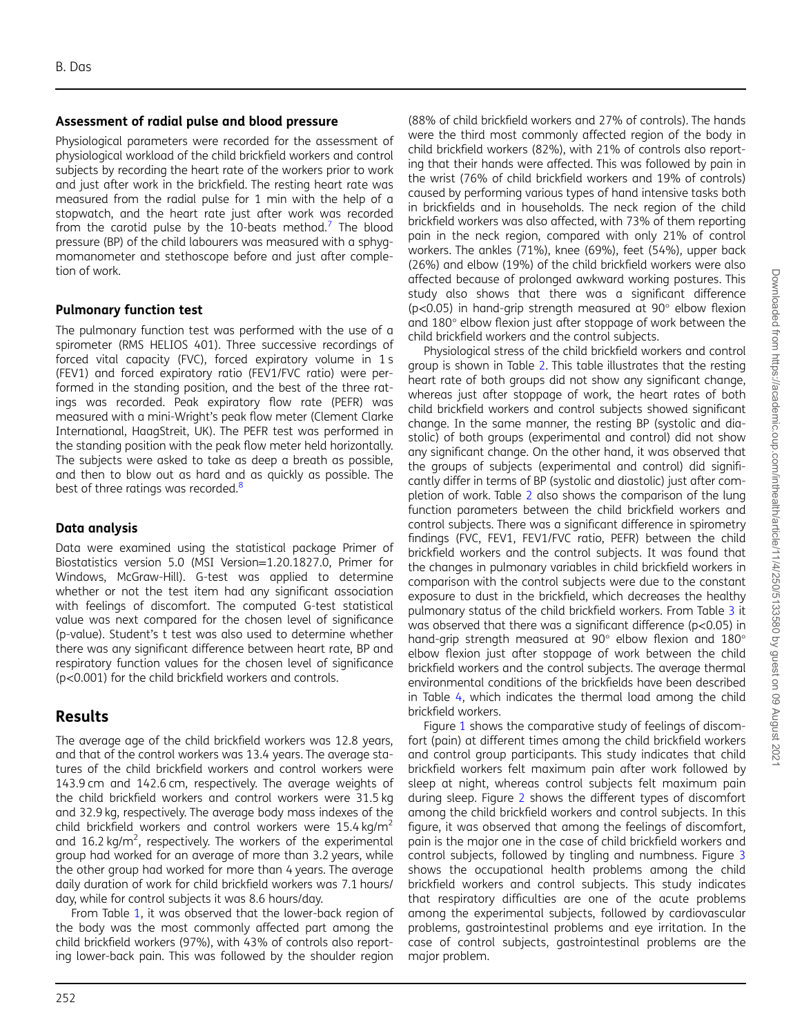### Assessment of radial pulse and blood pressure

Physiological parameters were recorded for the assessment of physiological workload of the child brickfield workers and control subjects by recording the heart rate of the workers prior to work and just after work in the brickfield. The resting heart rate was measured from the radial pulse for 1 min with the help of a stopwatch, and the heart rate just after work was recorded from the carotid pulse by the 10-beats method.[7] The blood pressure (BP) of the child labourers was measured with a sphygmomanometer and stethoscope before and just after completion of work.

### Pulmonary function test

The pulmonary function test was performed with the use of a spirometer (RMS HELIOS 401). Three successive recordings of forced vital capacity (FVC), forced expiratory volume in 1 s (FEV1) and forced expiratory ratio (FEV1/FVC ratio) were performed in the standing position, and the best of the three ratings was recorded. Peak expiratory flow rate (PEFR) was measured with a mini-Wright's peak flow meter (Clement Clarke International, HaagStreit, UK). The PEFR test was performed in the standing position with the peak flow meter held horizontally. The subjects were asked to take as deep a breath as possible, and then to blow out as hard and as quickly as possible. The best of three ratings was recorded.[8]

### Data analysis

Data were examined using the statistical package Primer of Biostatistics version 5.0 (MSI Version=1.20.1827.0, Primer for Windows, McGraw-Hill). G-test was applied to determine whether or not the test item had any significant association with feelings of discomfort. The computed G-test statistical value was next compared for the chosen level of significance (p-value). Student's t test was also used to determine whether there was any significant difference between heart rate, BP and respiratory function values for the chosen level of significance ($p<0.001$) for the child brickfield workers and controls.

## Results

The average age of the child brickfield workers was 12.8 years, and that of the control workers was 13.4 years. The average statures of the child brickfield workers and control workers were 143.9 cm and 142.6 cm, respectively. The average weights of the child brickfield workers and control workers were 31.5 kg and 32.9 kg, respectively. The average body mass indexes of the child brickfield workers and control workers were 15.4 kg/m$^2$ and 16.2 kg/m$^2$, respectively. The workers of the experimental group had worked for an average of more than 3.2 years, while the other group had worked for more than 4 years. The average daily duration of work for child brickfield workers was 7.1 hours/day, while for control subjects it was 8.6 hours/day.

From Table 1, it was observed that the lower-back region of the body was the most commonly affected part among the child brickfield workers (97%), with 43% of controls also reporting lower-back pain. This was followed by the shoulder region (88% of child brickfield workers and 27% of controls). The hands were the third most commonly affected region of the body in child brickfield workers (82%), with 21% of controls also reporting that their hands were affected. This was followed by pain in the wrist (76% of child brickfield workers and 19% of controls) caused by performing various types of hand intensive tasks both in brickfields and in households. The neck region of the child brickfield workers was also affected, with 73% of them reporting pain in the neck region, compared with only 21% of control workers. The ankles (71%), knee (69%), feet (54%), upper back (26%) and elbow (19%) of the child brickfield workers were also affected because of prolonged awkward working postures. This study also shows that there was a significant difference ($p<0.05$) in hand-grip strength measured at 90° elbow flexion and 180° elbow flexion just after stoppage of work between the child brickfield workers and the control subjects.

Physiological stress of the child brickfield workers and control group is shown in Table 2. This table illustrates that the resting heart rate of both groups did not show any significant change, whereas just after stoppage of work, the heart rates of both child brickfield workers and control subjects showed significant change. In the same manner, the resting BP (systolic and diastolic) of both groups (experimental and control) did not show any significant change. On the other hand, it was observed that the groups of subjects (experimental and control) did significantly differ in terms of BP (systolic and diastolic) just after completion of work. Table 2 also shows the comparison of the lung function parameters between the child brickfield workers and control subjects. There was a significant difference in spirometry findings (FVC, FEV1, FEV1/FVC ratio, PEFR) between the child brickfield workers and the control subjects. It was found that the changes in pulmonary variables in child brickfield workers in comparison with the control subjects were due to the constant exposure to dust in the brickfield, which decreases the healthy pulmonary status of the child brickfield workers. From Table 3 it was observed that there was a significant difference ($p<0.05$) in hand-grip strength measured at 90° elbow flexion and 180° elbow flexion just after stoppage of work between the child brickfield workers and the control subjects. The average thermal environmental conditions of the brickfields have been described in Table 4, which indicates the thermal load among the child brickfield workers.

Figure 1 shows the comparative study of feelings of discomfort (pain) at different times among the child brickfield workers and control group participants. This study indicates that child brickfield workers felt maximum pain after work followed by sleep at night, whereas control subjects felt maximum pain during sleep. Figure 2 shows the different types of discomfort among the child brickfield workers and control subjects. In this figure, it was observed that among the feelings of discomfort, pain is the major one in the case of child brickfield workers and control subjects, followed by tingling and numbness. Figure 3 shows the occupational health problems among the child brickfield workers and control subjects. This study indicates that respiratory difficulties are one of the acute problems among the experimental subjects, followed by cardiovascular problems, gastrointestinal problems and eye irritation. In the case of control subjects, gastrointestinal problems are the major problem.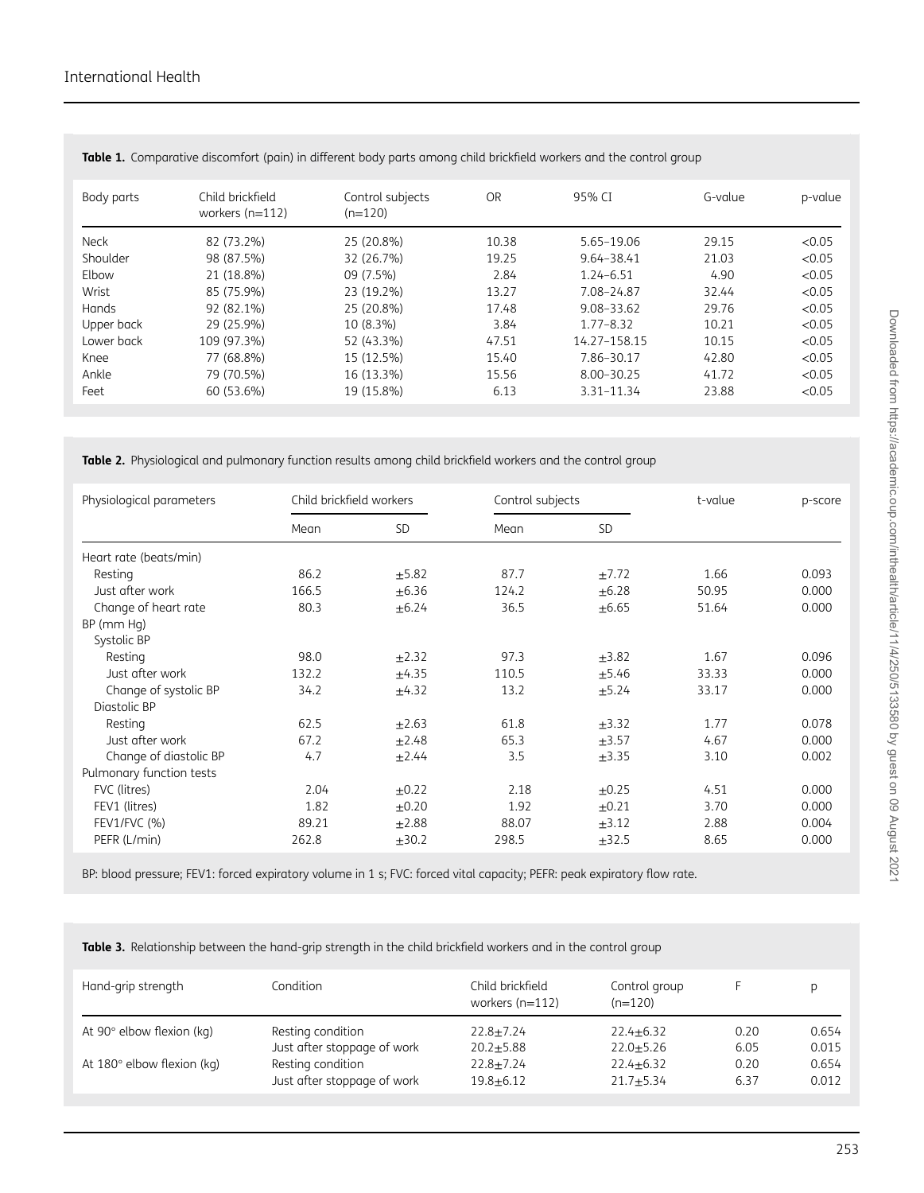**Table 1.** Comparative discomfort (pain) in different body parts among child brickfield workers and the control group

| Body parts | Child brickfield workers (n=112) | Control subjects (n=120) | OR | 95% CI | G-value | p-value |
|---|---|---|---|---|---|---|
| Neck | 82 (73.2%) | 25 (20.8%) | 10.38 | 5.65–19.06 | 29.15 | <0.05 |
| Shoulder | 98 (87.5%) | 32 (26.7%) | 19.25 | 9.64–38.41 | 21.03 | <0.05 |
| Elbow | 21 (18.8%) | 09 (7.5%) | 2.84 | 1.24–6.51 | 4.90 | <0.05 |
| Wrist | 85 (75.9%) | 23 (19.2%) | 13.27 | 7.08–24.87 | 32.44 | <0.05 |
| Hands | 92 (82.1%) | 25 (20.8%) | 17.48 | 9.08–33.62 | 29.76 | <0.05 |
| Upper back | 29 (25.9%) | 10 (8.3%) | 3.84 | 1.77–8.32 | 10.21 | <0.05 |
| Lower back | 109 (97.3%) | 52 (43.3%) | 47.51 | 14.27–158.15 | 10.15 | <0.05 |
| Knee | 77 (68.8%) | 15 (12.5%) | 15.40 | 7.86–30.17 | 42.80 | <0.05 |
| Ankle | 79 (70.5%) | 16 (13.3%) | 15.56 | 8.00–30.25 | 41.72 | <0.05 |
| Feet | 60 (53.6%) | 19 (15.8%) | 6.13 | 3.31–11.34 | 23.88 | <0.05 |

**Table 2.** Physiological and pulmonary function results among child brickfield workers and the control group

| Physiological parameters | Child brickfield workers | | Control subjects | | t-value | p-score |
|---|---|---|---|---|---|---|
| | Mean | SD | Mean | SD | | |
| Heart rate (beats/min) | | | | | | |
| Resting | 86.2 | ±5.82 | 87.7 | ±7.72 | 1.66 | 0.093 |
| Just after work | 166.5 | ±6.36 | 124.2 | ±6.28 | 50.95 | 0.000 |
| Change of heart rate | 80.3 | ±6.24 | 36.5 | ±6.65 | 51.64 | 0.000 |
| BP (mm Hg) | | | | | | |
| Systolic BP | | | | | | |
| Resting | 98.0 | ±2.32 | 97.3 | ±3.82 | 1.67 | 0.096 |
| Just after work | 132.2 | ±4.35 | 110.5 | ±5.46 | 33.33 | 0.000 |
| Change of systolic BP | 34.2 | ±4.32 | 13.2 | ±5.24 | 33.17 | 0.000 |
| Diastolic BP | | | | | | |
| Resting | 62.5 | ±2.63 | 61.8 | ±3.32 | 1.77 | 0.078 |
| Just after work | 67.2 | ±2.48 | 65.3 | ±3.57 | 4.67 | 0.000 |
| Change of diastolic BP | 4.7 | ±2.44 | 3.5 | ±3.35 | 3.10 | 0.002 |
| Pulmonary function tests | | | | | | |
| FVC (litres) | 2.04 | ±0.22 | 2.18 | ±0.25 | 4.51 | 0.000 |
| FEV1 (litres) | 1.82 | ±0.20 | 1.92 | ±0.21 | 3.70 | 0.000 |
| FEV1/FVC (%) | 89.21 | ±2.88 | 88.07 | ±3.12 | 2.88 | 0.004 |
| PEFR (L/min) | 262.8 | ±30.2 | 298.5 | ±32.5 | 8.65 | 0.000 |

BP: blood pressure; FEV1: forced expiratory volume in 1 s; FVC: forced vital capacity; PEFR: peak expiratory flow rate.

**Table 3.** Relationship between the hand-grip strength in the child brickfield workers and in the control group

| Hand-grip strength | Condition | Child brickfield workers (n=112) | Control group (n=120) | F | p |
|---|---|---|---|---|---|
| At 90° elbow flexion (kg) | Resting condition | 22.8±7.24 | 22.4±6.32 | 0.20 | 0.654 |
| | Just after stoppage of work | 20.2±5.88 | 22.0±5.26 | 6.05 | 0.015 |
| At 180° elbow flexion (kg) | Resting condition | 22.8±7.24 | 22.4±6.32 | 0.20 | 0.654 |
| | Just after stoppage of work | 19.8±6.12 | 21.7±5.34 | 6.37 | 0.012 |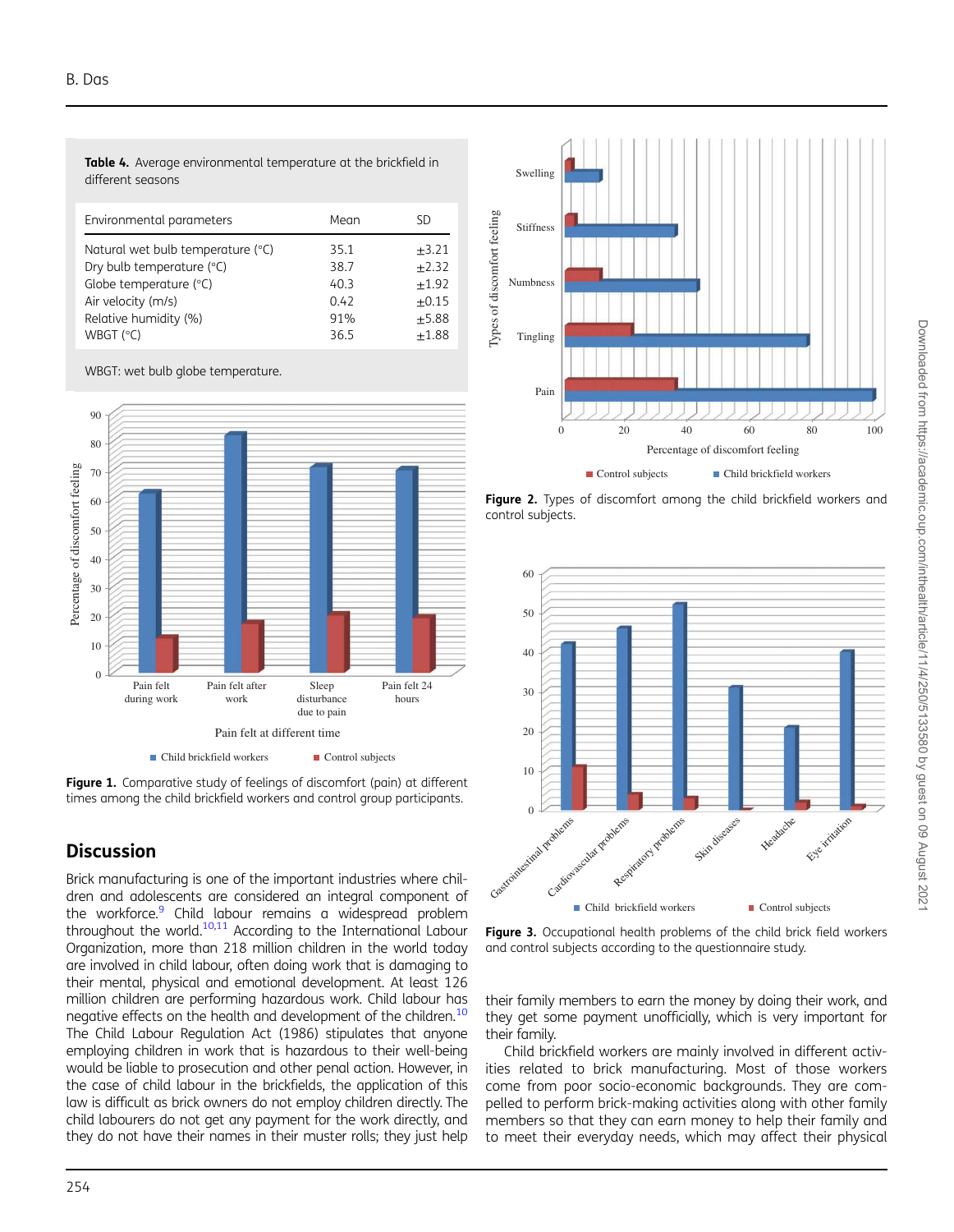**Table 4.** Average environmental temperature at the brickfield in different seasons

| Environmental parameters | Mean | SD |
|---|---|---|
| Natural wet bulb temperature (°C) | 35.1 | ±3.21 |
| Dry bulb temperature (°C) | 38.7 | ±2.32 |
| Globe temperature (°C) | 40.3 | ±1.92 |
| Air velocity (m/s) | 0.42 | ±0.15 |
| Relative humidity (%) | 91% | ±5.88 |
| WBGT (°C) | 36.5 | ±1.88 |

WBGT: wet bulb globe temperature.

**Figure 1.** Comparative study of feelings of discomfort (pain) at different times among the child brickfield workers and control group participants.

**Figure 2.** Types of discomfort among the child brickfield workers and control subjects.

**Figure 3.** Occupational health problems of the child brick field workers and control subjects according to the questionnaire study.

## Discussion

Brick manufacturing is one of the important industries where children and adolescents are considered an integral component of the workforce.[9] Child labour remains a widespread problem throughout the world.[10,11] According to the International Labour Organization, more than 218 million children in the world today are involved in child labour, often doing work that is damaging to their mental, physical and emotional development. At least 126 million children are performing hazardous work. Child labour has negative effects on the health and development of the children.[10] The Child Labour Regulation Act (1986) stipulates that anyone employing children in work that is hazardous to their well-being would be liable to prosecution and other penal action. However, in the case of child labour in the brickfields, the application of this law is difficult as brick owners do not employ children directly. The child labourers do not get any payment for the work directly, and they do not have their names in their muster rolls; they just help their family members to earn the money by doing their work, and they get some payment unofficially, which is very important for their family.

Child brickfield workers are mainly involved in different activities related to brick manufacturing. Most of those workers come from poor socio-economic backgrounds. They are compelled to perform brick-making activities along with other family members so that they can earn money to help their family and to meet their everyday needs, which may affect their physical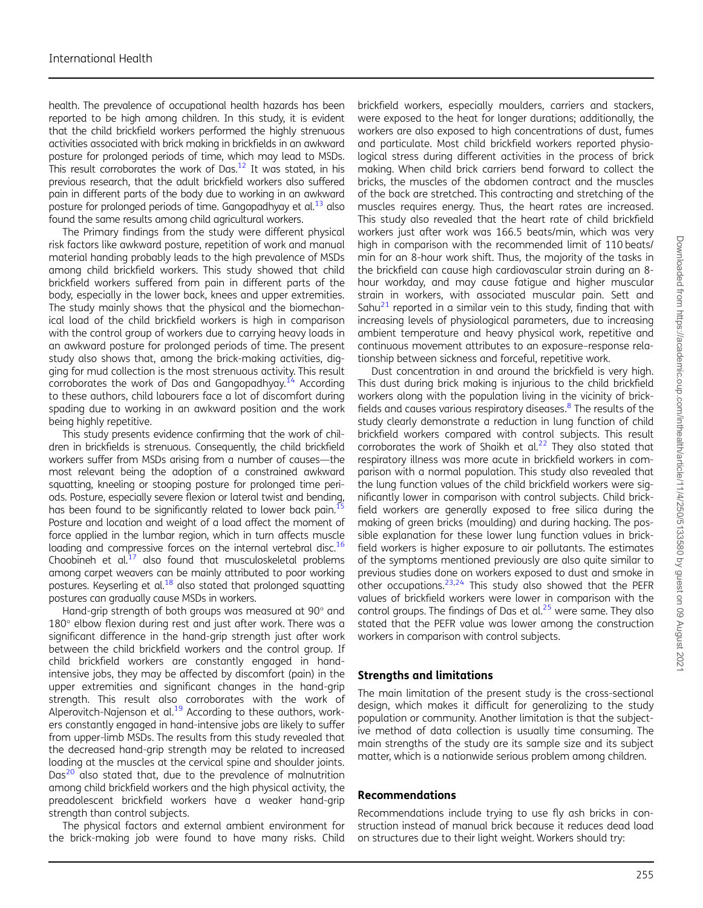health. The prevalence of occupational health hazards has been reported to be high among children. In this study, it is evident that the child brickfield workers performed the highly strenuous activities associated with brick making in brickfields in an awkward posture for prolonged periods of time. This result corroborates the work of Das.[12] It was stated, in his previous research, that the adult brickfield workers also suffered pain in different parts of the body due to working in an awkward posture for prolonged periods of time. Gangopadhyay et al.[13] also found the same results among child agricultural workers.

The Primary findings from the study were different physical risk factors like awkward posture, repetition of work and manual material handing probably leads to the high prevalence of MSDs among child brickfield workers. This study showed that child brickfield workers suffered from pain in different parts of the body, especially in the lower back, knees and upper extremities. The study mainly shows that the physical and the biomechanical load of the child brickfield workers is high in comparison with the control group of workers due to carrying heavy loads in an awkward posture for prolonged periods of time. The present study also shows that, among the brick-making activities, digging for mud collection is the most strenuous activity. This result corroborates the work of Das and Gangopadhyay.[14] According to these authors, child labourers face a lot of discomfort during spading due to working in an awkward position and the work being highly repetitive.

This study presents evidence confirming that the work of children in brickfields is strenuous. Consequently, the child brickfield workers suffer from MSDs arising from a number of causes—the most relevant being the adoption of a constrained awkward squatting, kneeling or stooping posture for prolonged time periods. Posture, especially severe flexion or lateral twist and bending, has been found to be significantly related to lower back pain.[15] Posture and location and weight of a load affect the moment of force applied in the lumbar region, which in turn affects muscle loading and compressive forces on the internal vertebral disc.[16] Choobineh et al.[17] also found that musculoskeletal problems among carpet weavers can be mainly attributed to poor working postures. Keyserling et al.[18] also stated that prolonged squatting postures can gradually cause MSDs in workers.

Hand-grip strength of both groups was measured at 90° and 180° elbow flexion during rest and just after work. There was a significant difference in the hand-grip strength just after work between the child brickfield workers and the control group. If child brickfield workers are constantly engaged in hand-intensive jobs, they may be affected by discomfort (pain) in the upper extremities and significant changes in the hand-grip strength. This result also corroborates with the work of Alperovitch-Najenson et al.[19] According to these authors, workers constantly engaged in hand-intensive jobs are likely to suffer from upper-limb MSDs. The results from this study revealed that the decreased hand-grip strength may be related to increased loading at the muscles at the cervical spine and shoulder joints. Das[20] also stated that, due to the prevalence of malnutrition among child brickfield workers and the high physical activity, the preadolescent brickfield workers have a weaker hand-grip strength than control subjects.

The physical factors and external ambient environment for the brick-making job were found to have many risks. Child brickfield workers, especially moulders, carriers and stackers, were exposed to the heat for longer durations; additionally, the workers are also exposed to high concentrations of dust, fumes and particulate. Most child brickfield workers reported physiological stress during different activities in the process of brick making. When child brick carriers bend forward to collect the bricks, the muscles of the abdomen contract and the muscles of the back are stretched. This contracting and stretching of the muscles requires energy. Thus, the heart rates are increased. This study also revealed that the heart rate of child brickfield workers just after work was 166.5 beats/min, which was very high in comparison with the recommended limit of 110 beats/min for an 8-hour work shift. Thus, the majority of the tasks in the brickfield can cause high cardiovascular strain during an 8-hour workday, and may cause fatigue and higher muscular strain in workers, with associated muscular pain. Sett and Sahu[21] reported in a similar vein to this study, finding that with increasing levels of physiological parameters, due to increasing ambient temperature and heavy physical work, repetitive and continuous movement attributes to an exposure–response relationship between sickness and forceful, repetitive work.

Dust concentration in and around the brickfield is very high. This dust during brick making is injurious to the child brickfield workers along with the population living in the vicinity of brickfields and causes various respiratory diseases.[8] The results of the study clearly demonstrate a reduction in lung function of child brickfield workers compared with control subjects. This result corroborates the work of Shaikh et al.[22] They also stated that respiratory illness was more acute in brickfield workers in comparison with a normal population. This study also revealed that the lung function values of the child brickfield workers were significantly lower in comparison with control subjects. Child brickfield workers are generally exposed to free silica during the making of green bricks (moulding) and during hacking. The possible explanation for these lower lung function values in brickfield workers is higher exposure to air pollutants. The estimates of the symptoms mentioned previously are also quite similar to previous studies done on workers exposed to dust and smoke in other occupations.[23,24] This study also showed that the PEFR values of brickfield workers were lower in comparison with the control groups. The findings of Das et al.[25] were same. They also stated that the PEFR value was lower among the construction workers in comparison with control subjects.

## Strengths and limitations

The main limitation of the present study is the cross-sectional design, which makes it difficult for generalizing to the study population or community. Another limitation is that the subjective method of data collection is usually time consuming. The main strengths of the study are its sample size and its subject matter, which is a nationwide serious problem among children.

## Recommendations

Recommendations include trying to use fly ash bricks in construction instead of manual brick because it reduces dead load on structures due to their light weight. Workers should try: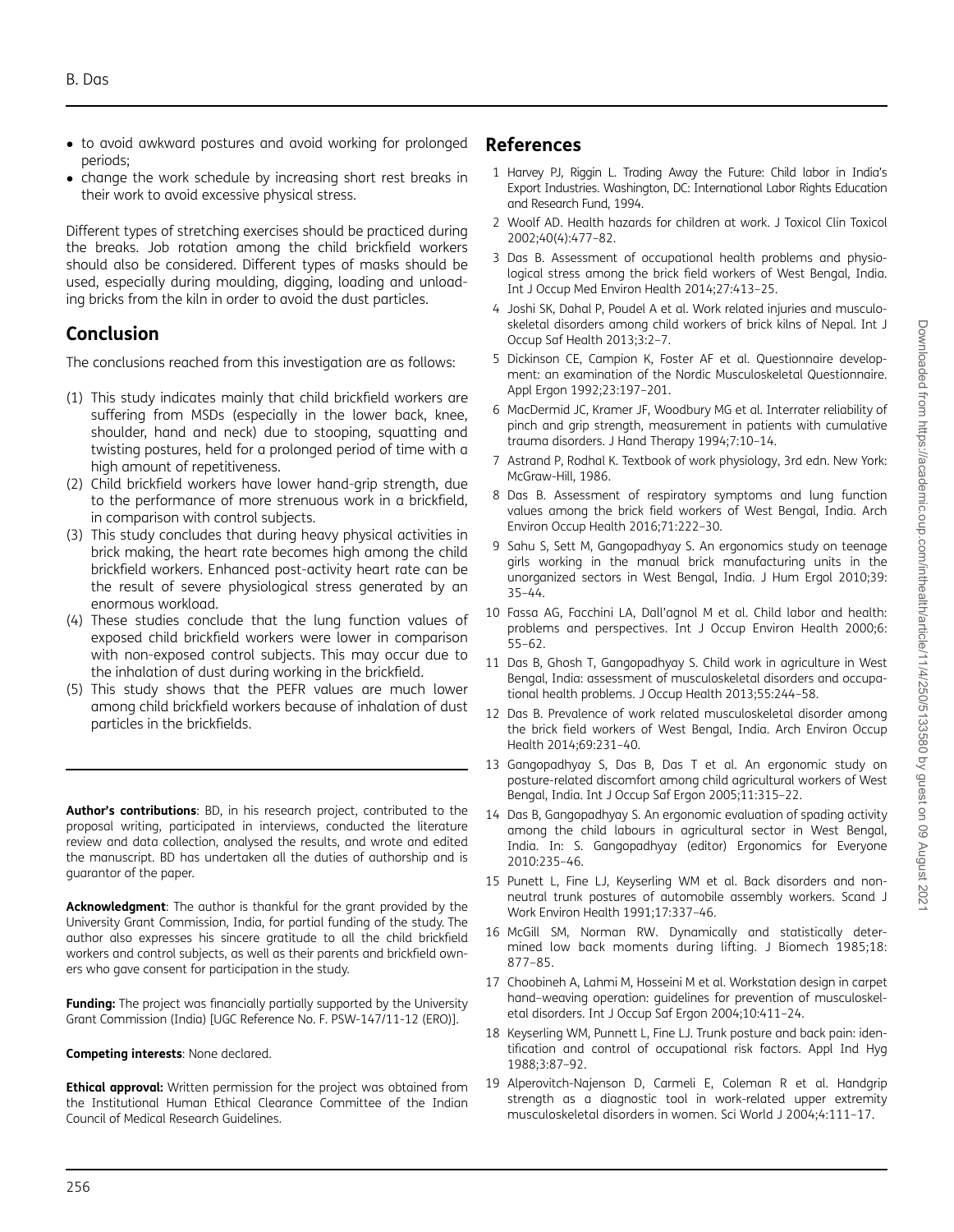- to avoid awkward postures and avoid working for prolonged periods;
- change the work schedule by increasing short rest breaks in their work to avoid excessive physical stress.

Different types of stretching exercises should be practiced during the breaks. Job rotation among the child brickfield workers should also be considered. Different types of masks should be used, especially during moulding, digging, loading and unloading bricks from the kiln in order to avoid the dust particles.

## Conclusion

The conclusions reached from this investigation are as follows:

(1) This study indicates mainly that child brickfield workers are suffering from MSDs (especially in the lower back, knee, shoulder, hand and neck) due to stooping, squatting and twisting postures, held for a prolonged period of time with a high amount of repetitiveness.
(2) Child brickfield workers have lower hand-grip strength, due to the performance of more strenuous work in a brickfield, in comparison with control subjects.
(3) This study concludes that during heavy physical activities in brick making, the heart rate becomes high among the child brickfield workers. Enhanced post-activity heart rate can be the result of severe physiological stress generated by an enormous workload.
(4) These studies conclude that the lung function values of exposed child brickfield workers were lower in comparison with non-exposed control subjects. This may occur due to the inhalation of dust during working in the brickfield.
(5) This study shows that the PEFR values are much lower among child brickfield workers because of inhalation of dust particles in the brickfields.

**Author's contributions**: BD, in his research project, contributed to the proposal writing, participated in interviews, conducted the literature review and data collection, analysed the results, and wrote and edited the manuscript. BD has undertaken all the duties of authorship and is guarantor of the paper.

**Acknowledgment**: The author is thankful for the grant provided by the University Grant Commission, India, for partial funding of the study. The author also expresses his sincere gratitude to all the child brickfield workers and control subjects, as well as their parents and brickfield owners who gave consent for participation in the study.

**Funding:** The project was financially partially supported by the University Grant Commission (India) [UGC Reference No. F. PSW-147/11-12 (ERO)].

**Competing interests**: None declared.

**Ethical approval:** Written permission for the project was obtained from the Institutional Human Ethical Clearance Committee of the Indian Council of Medical Research Guidelines.

## References

1. Harvey PJ, Riggin L. Trading Away the Future: Child labor in India's Export Industries. Washington, DC: International Labor Rights Education and Research Fund, 1994.
2. Woolf AD. Health hazards for children at work. J Toxicol Clin Toxicol 2002;40(4):477–82.
3. Das B. Assessment of occupational health problems and physiological stress among the brick field workers of West Bengal, India. Int J Occup Med Environ Health 2014;27:413–25.
4. Joshi SK, Dahal P, Poudel A et al. Work related injuries and musculoskeletal disorders among child workers of brick kilns of Nepal. Int J Occup Saf Health 2013;3:2–7.
5. Dickinson CE, Campion K, Foster AF et al. Questionnaire development: an examination of the Nordic Musculoskeletal Questionnaire. Appl Ergon 1992;23:197–201.
6. MacDermid JC, Kramer JF, Woodbury MG et al. Interrater reliability of pinch and grip strength, measurement in patients with cumulative trauma disorders. J Hand Therapy 1994;7:10–14.
7. Astrand P, Rodhal K. Textbook of work physiology, 3rd edn. New York: McGraw-Hill, 1986.
8. Das B. Assessment of respiratory symptoms and lung function values among the brick field workers of West Bengal, India. Arch Environ Occup Health 2016;71:222–30.
9. Sahu S, Sett M, Gangopadhyay S. An ergonomics study on teenage girls working in the manual brick manufacturing units in the unorganized sectors in West Bengal, India. J Hum Ergol 2010;39: 35–44.
10. Fassa AG, Facchini LA, Dall'agnol M et al. Child labor and health: problems and perspectives. Int J Occup Environ Health 2000;6: 55–62.
11. Das B, Ghosh T, Gangopadhyay S. Child work in agriculture in West Bengal, India: assessment of musculoskeletal disorders and occupational health problems. J Occup Health 2013;55:244–58.
12. Das B. Prevalence of work related musculoskeletal disorder among the brick field workers of West Bengal, India. Arch Environ Occup Health 2014;69:231–40.
13. Gangopadhyay S, Das B, Das T et al. An ergonomic study on posture-related discomfort among child agricultural workers of West Bengal, India. Int J Occup Saf Ergon 2005;11:315–22.
14. Das B, Gangopadhyay S. An ergonomic evaluation of spading activity among the child labours in agricultural sector in West Bengal, India. In: S. Gangopadhyay (editor) Ergonomics for Everyone 2010:235–46.
15. Punett L, Fine LJ, Keyserling WM et al. Back disorders and non-neutral trunk postures of automobile assembly workers. Scand J Work Environ Health 1991;17:337–46.
16. McGill SM, Norman RW. Dynamically and statistically determined low back moments during lifting. J Biomech 1985;18: 877–85.
17. Choobineh A, Lahmi M, Hosseini M et al. Workstation design in carpet hand–weaving operation: guidelines for prevention of musculoskeletal disorders. Int J Occup Saf Ergon 2004;10:411–24.
18. Keyserling WM, Punnett L, Fine LJ. Trunk posture and back pain: identification and control of occupational risk factors. Appl Ind Hyg 1988;3:87–92.
19. Alperovitch-Najenson D, Carmeli E, Coleman R et al. Handgrip strength as a diagnostic tool in work-related upper extremity musculoskeletal disorders in women. Sci World J 2004;4:111–17.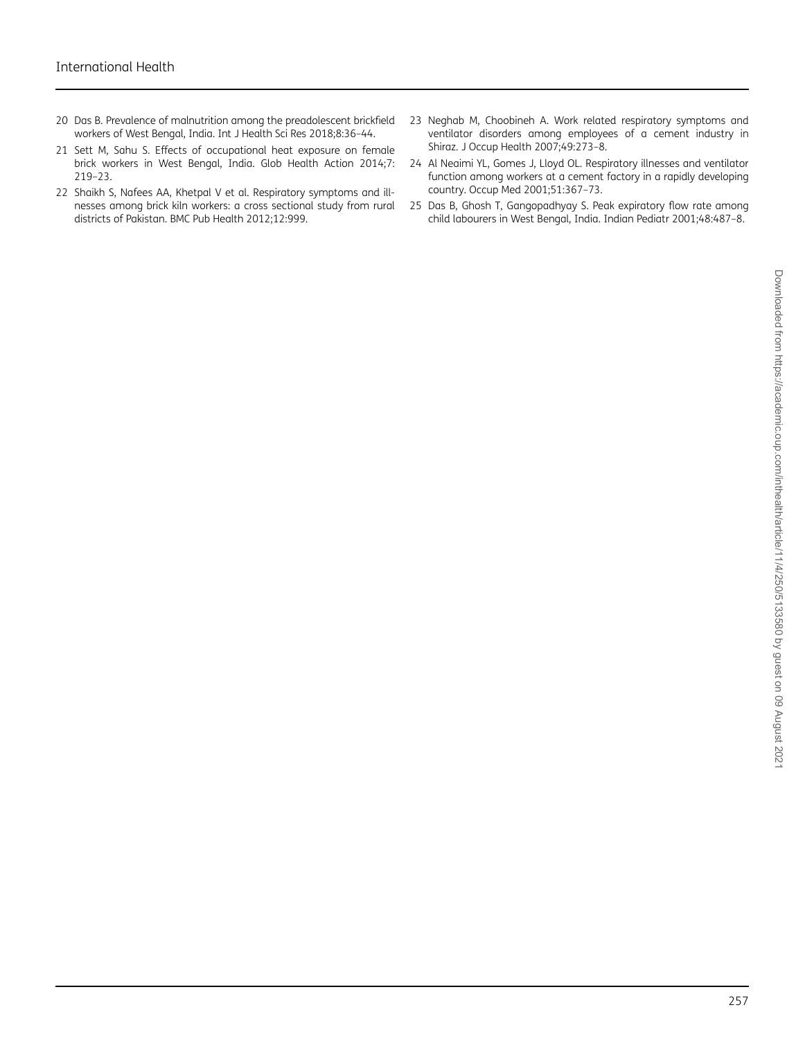20 Das B. Prevalence of malnutrition among the preadolescent brickfield workers of West Bengal, India. Int J Health Sci Res 2018;8:36–44.

21 Sett M, Sahu S. Effects of occupational heat exposure on female brick workers in West Bengal, India. Glob Health Action 2014;7: 219–23.

22 Shaikh S, Nafees AA, Khetpal V et al. Respiratory symptoms and illnesses among brick kiln workers: a cross sectional study from rural districts of Pakistan. BMC Pub Health 2012;12:999.

23 Neghab M, Choobineh A. Work related respiratory symptoms and ventilator disorders among employees of a cement industry in Shiraz. J Occup Health 2007;49:273–8.

24 Al Neaimi YL, Gomes J, Lloyd OL. Respiratory illnesses and ventilator function among workers at a cement factory in a rapidly developing country. Occup Med 2001;51:367–73.

25 Das B, Ghosh T, Gangopadhyay S. Peak expiratory flow rate among child labourers in West Bengal, India. Indian Pediatr 2001;48:487–8.